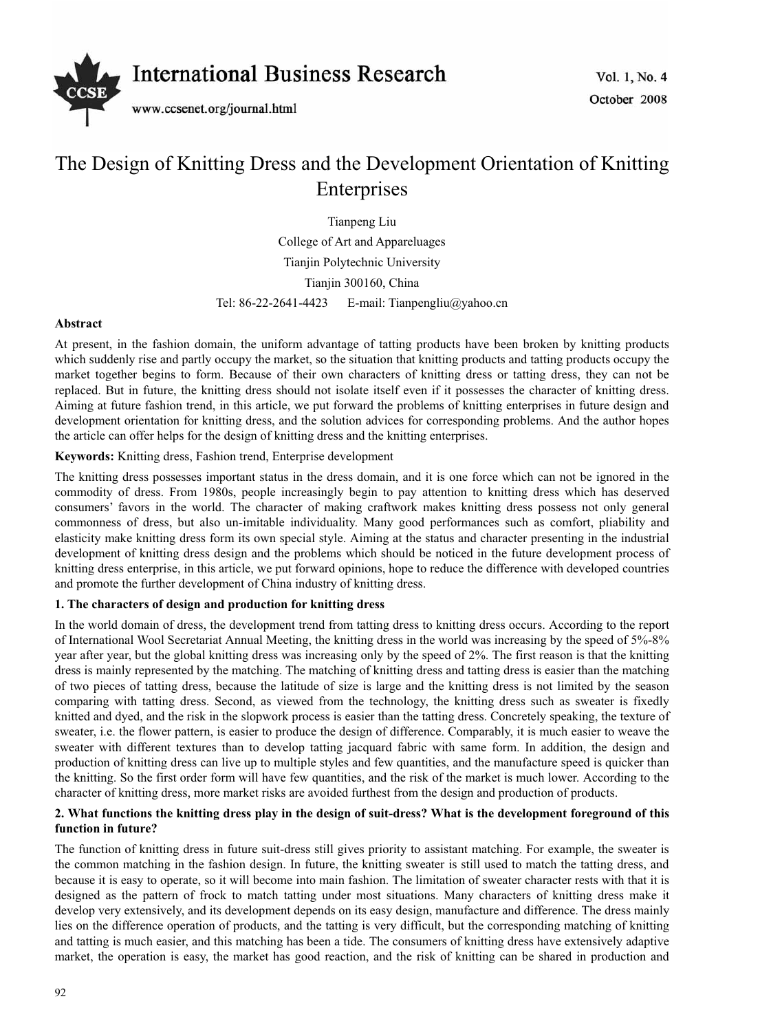# The Design of Knitting Dress and the Development Orientation of Knitting Enterprises

Tianpeng Liu

College of Art and Appareluages

Tianjin Polytechnic University

Tianjin 300160, China

Tel: 86-22-2641-4423 E-mail: Tianpengliu@yahoo.cn

**Abstract**

At present, in the fashion domain, the uniform advantage of tatting products have been broken by knitting products which suddenly rise and partly occupy the market, so the situation that knitting products and tatting products occupy the market together begins to form. Because of their own characters of knitting dress or tatting dress, they can not be replaced. But in future, the knitting dress should not isolate itself even if it possesses the character of knitting dress. Aiming at future fashion trend, in this article, we put forward the problems of knitting enterprises in future design and development orientation for knitting dress, and the solution advices for corresponding problems. And the author hopes the article can offer helps for the design of knitting dress and the knitting enterprises.

**Keywords:** Knitting dress, Fashion trend, Enterprise development

The knitting dress possesses important status in the dress domain, and it is one force which can not be ignored in the commodity of dress. From 1980s, people increasingly begin to pay attention to knitting dress which has deserved consumers' favors in the world. The character of making craftwork makes knitting dress possess not only general commonness of dress, but also un-imitable individuality. Many good performances such as comfort, pliability and elasticity make knitting dress form its own special style. Aiming at the status and character presenting in the industrial development of knitting dress design and the problems which should be noticed in the future development process of knitting dress enterprise, in this article, we put forward opinions, hope to reduce the difference with developed countries and promote the further development of China industry of knitting dress.

## 1. The characters of design and production for knitting dress

In the world domain of dress, the development trend from tatting dress to knitting dress occurs. According to the report of International Wool Secretariat Annual Meeting, the knitting dress in the world was increasing by the speed of 5%-8% year after year, but the global knitting dress was increasing only by the speed of 2%. The first reason is that the knitting dress is mainly represented by the matching. The matching of knitting dress and tatting dress is easier than the matching of two pieces of tatting dress, because the latitude of size is large and the knitting dress is not limited by the season comparing with tatting dress. Second, as viewed from the technology, the knitting dress such as sweater is fixedly knitted and dyed, and the risk in the slopwork process is easier than the tatting dress. Concretely speaking, the texture of sweater, i.e. the flower pattern, is easier to produce the design of difference. Comparably, it is much easier to weave the sweater with different textures than to develop tatting jacquard fabric with same form. In addition, the design and production of knitting dress can live up to multiple styles and few quantities, and the manufacture speed is quicker than the knitting. So the first order form will have few quantities, and the risk of the market is much lower. According to the character of knitting dress, more market risks are avoided furthest from the design and production of products.

## 2. What functions the knitting dress play in the design of suit-dress? What is the development foreground of this function in future?

The function of knitting dress in future suit-dress still gives priority to assistant matching. For example, the sweater is the common matching in the fashion design. In future, the knitting sweater is still used to match the tatting dress, and because it is easy to operate, so it will become into main fashion. The limitation of sweater character rests with that it is designed as the pattern of frock to match tatting under most situations. Many characters of knitting dress make it develop very extensively, and its development depends on its easy design, manufacture and difference. The dress mainly lies on the difference operation of products, and the tatting is very difficult, but the corresponding matching of knitting and tatting is much easier, and this matching has been a tide. The consumers of knitting dress have extensively adaptive market, the operation is easy, the market has good reaction, and the risk of knitting can be shared in production and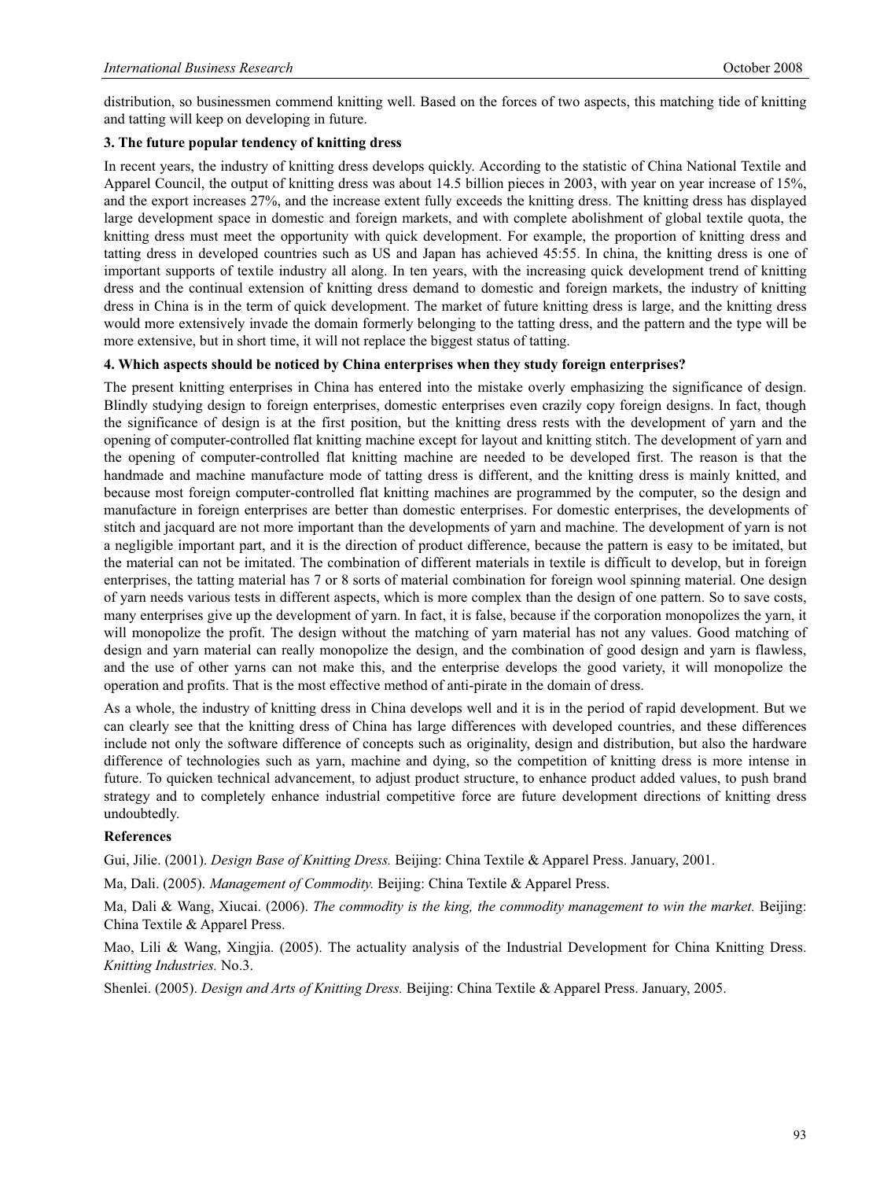distribution, so businessmen commend knitting well. Based on the forces of two aspects, this matching tide of knitting and tatting will keep on developing in future.

### 3. The future popular tendency of knitting dress

In recent years, the industry of knitting dress develops quickly. According to the statistic of China National Textile and Apparel Council, the output of knitting dress was about 14.5 billion pieces in 2003, with year on year increase of 15%, and the export increases 27%, and the increase extent fully exceeds the knitting dress. The knitting dress has displayed large development space in domestic and foreign markets, and with complete abolishment of global textile quota, the knitting dress must meet the opportunity with quick development. For example, the proportion of knitting dress and tatting dress in developed countries such as US and Japan has achieved 45:55. In china, the knitting dress is one of important supports of textile industry all along. In ten years, with the increasing quick development trend of knitting dress and the continual extension of knitting dress demand to domestic and foreign markets, the industry of knitting dress in China is in the term of quick development. The market of future knitting dress is large, and the knitting dress would more extensively invade the domain formerly belonging to the tatting dress, and the pattern and the type will be more extensive, but in short time, it will not replace the biggest status of tatting.

### 4. Which aspects should be noticed by China enterprises when they study foreign enterprises?

The present knitting enterprises in China has entered into the mistake overly emphasizing the significance of design. Blindly studying design to foreign enterprises, domestic enterprises even crazily copy foreign designs. In fact, though the significance of design is at the first position, but the knitting dress rests with the development of yarn and the opening of computer-controlled flat knitting machine except for layout and knitting stitch. The development of yarn and the opening of computer-controlled flat knitting machine are needed to be developed first. The reason is that the handmade and machine manufacture mode of tatting dress is different, and the knitting dress is mainly knitted, and because most foreign computer-controlled flat knitting machines are programmed by the computer, so the design and manufacture in foreign enterprises are better than domestic enterprises. For domestic enterprises, the developments of stitch and jacquard are not more important than the developments of yarn and machine. The development of yarn is not a negligible important part, and it is the direction of product difference, because the pattern is easy to be imitated, but the material can not be imitated. The combination of different materials in textile is difficult to develop, but in foreign enterprises, the tatting material has 7 or 8 sorts of material combination for foreign wool spinning material. One design of yarn needs various tests in different aspects, which is more complex than the design of one pattern. So to save costs, many enterprises give up the development of yarn. In fact, it is false, because if the corporation monopolizes the yarn, it will monopolize the profit. The design without the matching of yarn material has not any values. Good matching of design and yarn material can really monopolize the design, and the combination of good design and yarn is flawless, and the use of other yarns can not make this, and the enterprise develops the good variety, it will monopolize the operation and profits. That is the most effective method of anti-pirate in the domain of dress.

As a whole, the industry of knitting dress in China develops well and it is in the period of rapid development. But we can clearly see that the knitting dress of China has large differences with developed countries, and these differences include not only the software difference of concepts such as originality, design and distribution, but also the hardware difference of technologies such as yarn, machine and dying, so the competition of knitting dress is more intense in future. To quicken technical advancement, to adjust product structure, to enhance product added values, to push brand strategy and to completely enhance industrial competitive force are future development directions of knitting dress undoubtedly.

### References

Gui, Jilie. (2001). *Design Base of Knitting Dress.* Beijing: China Textile & Apparel Press. January, 2001.

Ma, Dali. (2005). *Management of Commodity.* Beijing: China Textile & Apparel Press.

Ma, Dali & Wang, Xiucai. (2006). *The commodity is the king, the commodity management to win the market.* Beijing: China Textile & Apparel Press.

Mao, Lili & Wang, Xingjia. (2005). The actuality analysis of the Industrial Development for China Knitting Dress. *Knitting Industries.* No.3.

Shenlei. (2005). *Design and Arts of Knitting Dress.* Beijing: China Textile & Apparel Press. January, 2005.